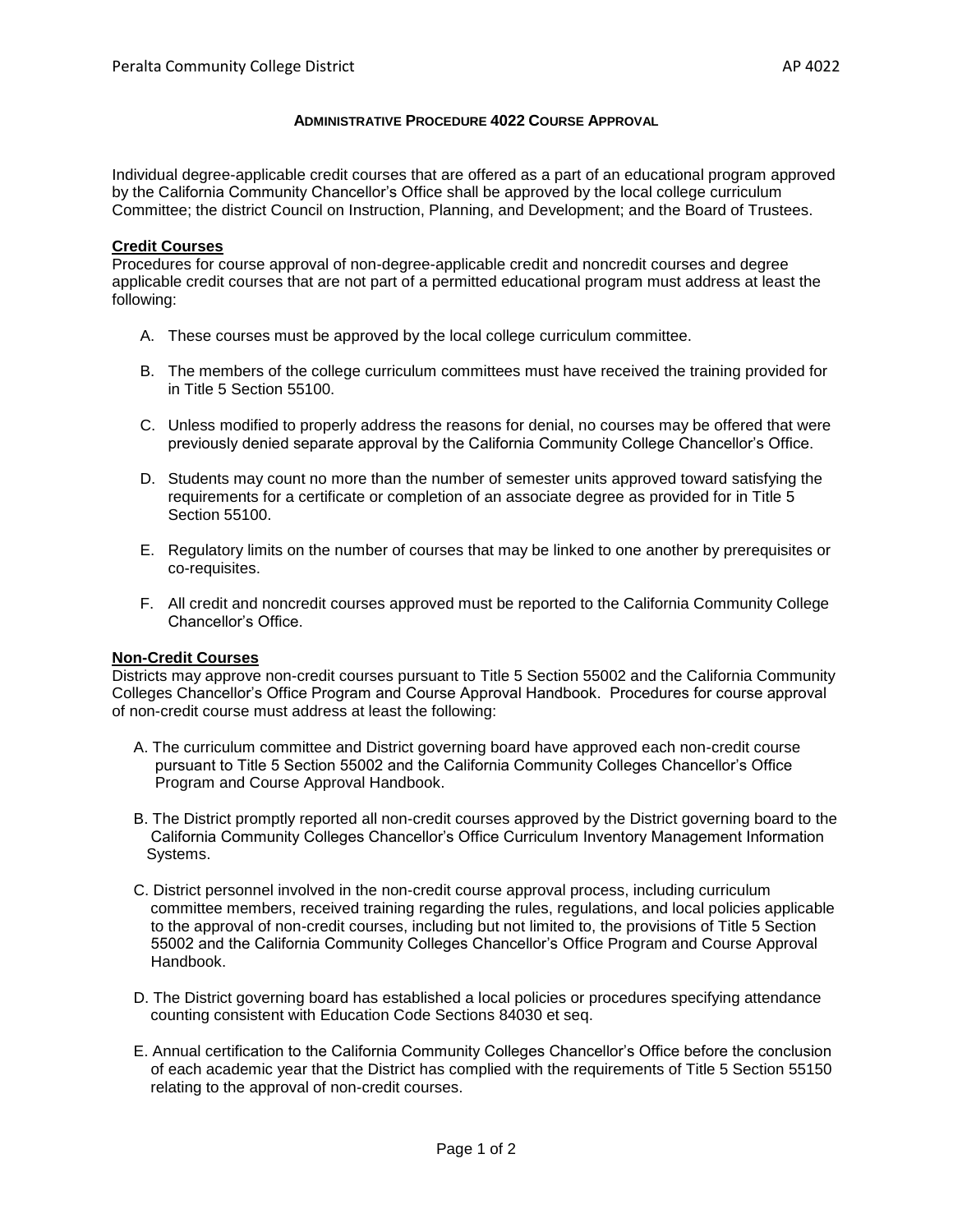**ADMINISTRATIVE PROCEDURE 4022 COURSE APPROVAL**

Individual degree-applicable credit courses that are offered as a part of an educational program approved by the California Community Chancellor's Office shall be approved by the local college curriculum Committee; the district Council on Instruction, Planning, and Development; and the Board of Trustees.

**Credit Courses**

Procedures for course approval of non-degree-applicable credit and noncredit courses and degree applicable credit courses that are not part of a permitted educational program must address at least the following:

A. These courses must be approved by the local college curriculum committee.

B. The members of the college curriculum committees must have received the training provided for in Title 5 Section 55100.

C. Unless modified to properly address the reasons for denial, no courses may be offered that were previously denied separate approval by the California Community College Chancellor's Office.

D. Students may count no more than the number of semester units approved toward satisfying the requirements for a certificate or completion of an associate degree as provided for in Title 5 Section 55100.

E. Regulatory limits on the number of courses that may be linked to one another by prerequisites or co-requisites.

F. All credit and noncredit courses approved must be reported to the California Community College Chancellor's Office.

**Non-Credit Courses**

Districts may approve non-credit courses pursuant to Title 5 Section 55002 and the California Community Colleges Chancellor's Office Program and Course Approval Handbook. Procedures for course approval of non-credit course must address at least the following:

A. The curriculum committee and District governing board have approved each non-credit course pursuant to Title 5 Section 55002 and the California Community Colleges Chancellor's Office Program and Course Approval Handbook.

B. The District promptly reported all non-credit courses approved by the District governing board to the California Community Colleges Chancellor's Office Curriculum Inventory Management Information Systems.

C. District personnel involved in the non-credit course approval process, including curriculum committee members, received training regarding the rules, regulations, and local policies applicable to the approval of non-credit courses, including but not limited to, the provisions of Title 5 Section 55002 and the California Community Colleges Chancellor's Office Program and Course Approval Handbook.

D. The District governing board has established a local policies or procedures specifying attendance counting consistent with Education Code Sections 84030 et seq.

E. Annual certification to the California Community Colleges Chancellor's Office before the conclusion of each academic year that the District has complied with the requirements of Title 5 Section 55150 relating to the approval of non-credit courses.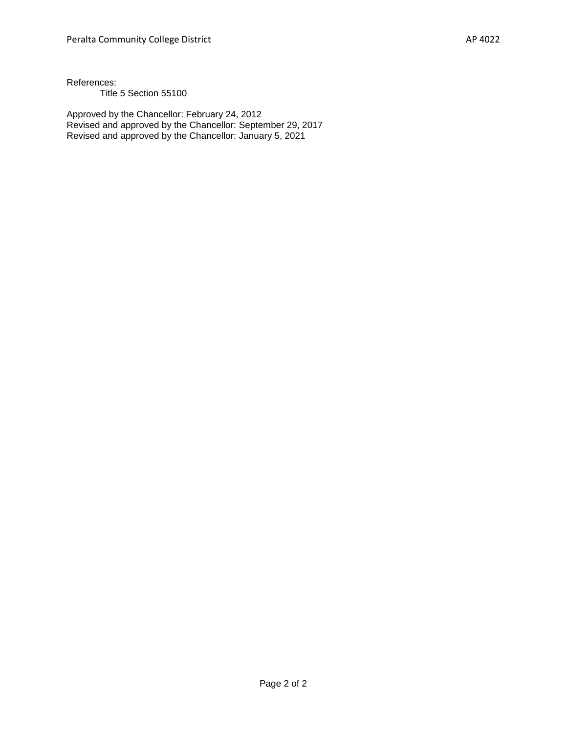References:

Title 5 Section 55100

Approved by the Chancellor: February 24, 2012
Revised and approved by the Chancellor: September 29, 2017
Revised and approved by the Chancellor: January 5, 2021